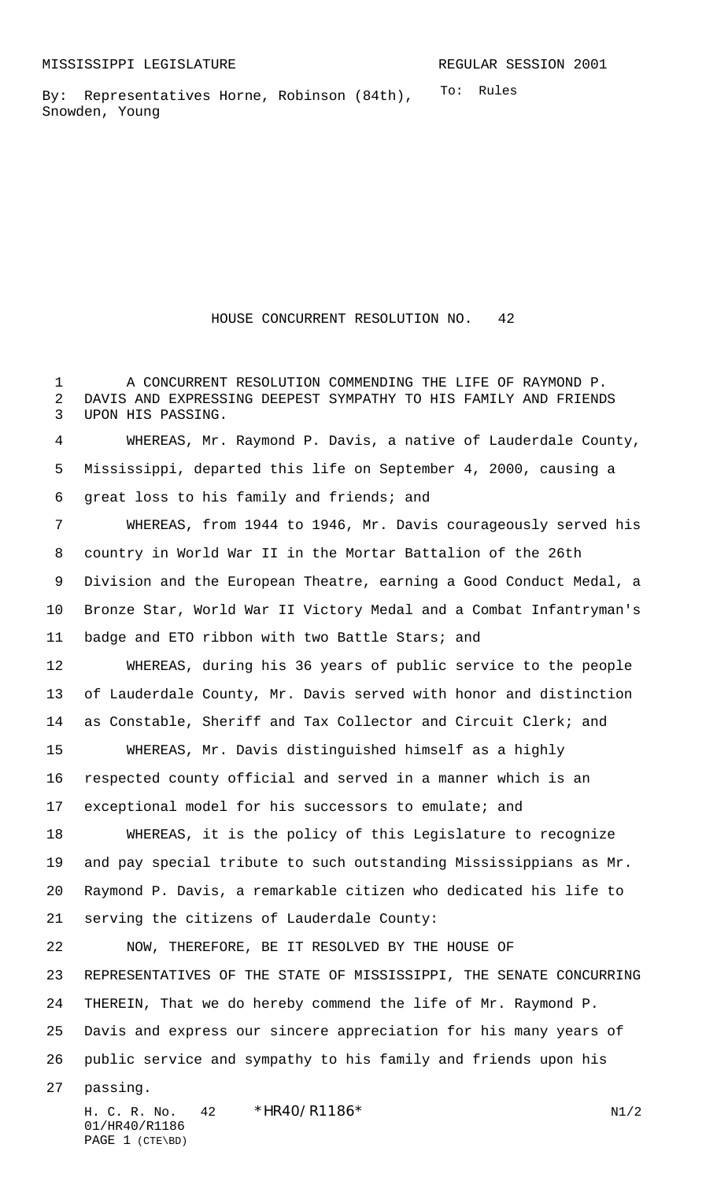MISSISSIPPI LEGISLATURE REGULAR SESSION 2001

By: Representatives Horne, Robinson (84th), Snowden, Young

To: Rules

# HOUSE CONCURRENT RESOLUTION NO. 42

A CONCURRENT RESOLUTION COMMENDING THE LIFE OF RAYMOND P. DAVIS AND EXPRESSING DEEPEST SYMPATHY TO HIS FAMILY AND FRIENDS UPON HIS PASSING.

WHEREAS, Mr. Raymond P. Davis, a native of Lauderdale County, Mississippi, departed this life on September 4, 2000, causing a great loss to his family and friends; and

WHEREAS, from 1944 to 1946, Mr. Davis courageously served his country in World War II in the Mortar Battalion of the 26th Division and the European Theatre, earning a Good Conduct Medal, a Bronze Star, World War II Victory Medal and a Combat Infantryman's badge and ETO ribbon with two Battle Stars; and

WHEREAS, during his 36 years of public service to the people of Lauderdale County, Mr. Davis served with honor and distinction as Constable, Sheriff and Tax Collector and Circuit Clerk; and

WHEREAS, Mr. Davis distinguished himself as a highly respected county official and served in a manner which is an exceptional model for his successors to emulate; and

WHEREAS, it is the policy of this Legislature to recognize and pay special tribute to such outstanding Mississippians as Mr. Raymond P. Davis, a remarkable citizen who dedicated his life to serving the citizens of Lauderdale County:

NOW, THEREFORE, BE IT RESOLVED BY THE HOUSE OF REPRESENTATIVES OF THE STATE OF MISSISSIPPI, THE SENATE CONCURRING THEREIN, That we do hereby commend the life of Mr. Raymond P. Davis and express our sincere appreciation for his many years of public service and sympathy to his family and friends upon his passing.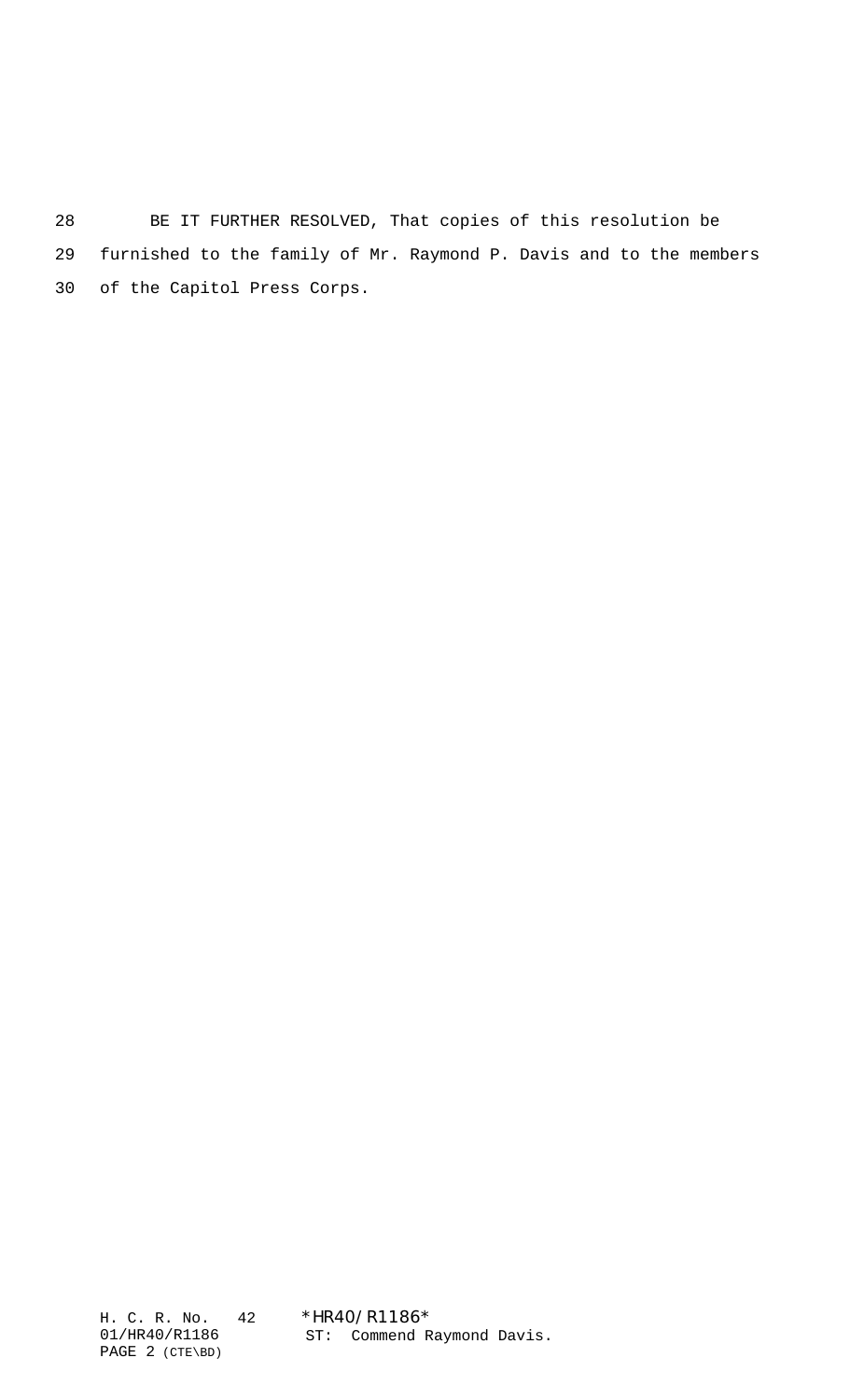BE IT FURTHER RESOLVED, That copies of this resolution be furnished to the family of Mr. Raymond P. Davis and to the members of the Capitol Press Corps.